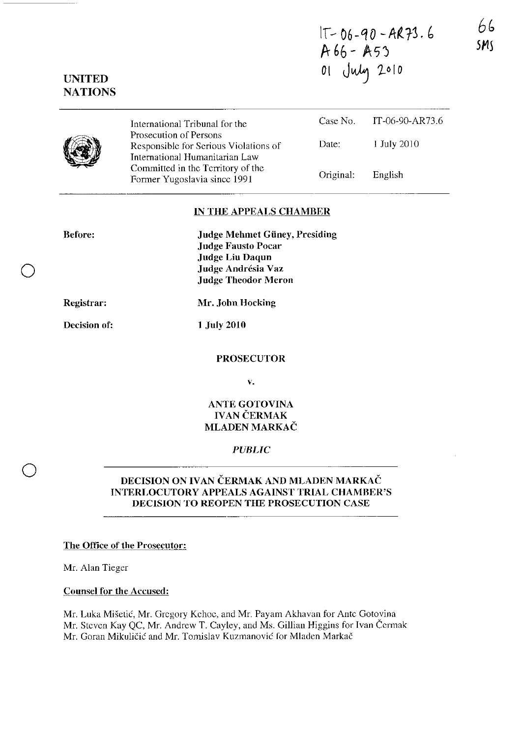IT-06-90-AR73.6
A66 - A53
01 July 2010

66
SMS

UNITED
NATIONS

| International Tribunal for the Prosecution of Persons Responsible for Serious Violations of International Humanitarian Law Committed in the Territory of the Former Yugoslavia since 1991 | Case No. | IT-06-90-AR73.6 |
|---|---|---|
| | Date: | 1 July 2010 |
| | Original: | English |

## IN THE APPEALS CHAMBER

**Before:** **Judge Mehmet Güney, Presiding**
**Judge Fausto Pocar**
**Judge Liu Daqun**
**Judge Andrésia Vaz**
**Judge Theodor Meron**

**Registrar:** **Mr. John Hocking**

**Decision of:** **1 July 2010**

**PROSECUTOR**

**v.**

**ANTE GOTOVINA**
**IVAN ČERMAK**
**MLADEN MARKAČ**

***PUBLIC***

## DECISION ON IVAN ČERMAK AND MLADEN MARKAČ INTERLOCUTORY APPEALS AGAINST TRIAL CHAMBER'S DECISION TO REOPEN THE PROSECUTION CASE

**The Office of the Prosecutor:**

Mr. Alan Tieger

**Counsel for the Accused:**

Mr. Luka Mišetić, Mr. Gregory Kehoe, and Mr. Payam Akhavan for Ante Gotovina
Mr. Steven Kay QC, Mr. Andrew T. Cayley, and Ms. Gillian Higgins for Ivan Čermak
Mr. Goran Mikuličić and Mr. Tomislav Kuzmanović for Mladen Markač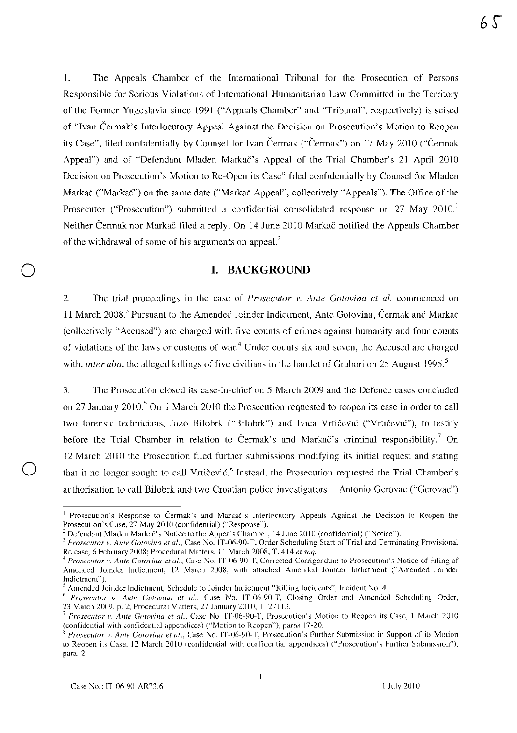1. The Appeals Chamber of the International Tribunal for the Prosecution of Persons Responsible for Serious Violations of International Humanitarian Law Committed in the Territory of the Former Yugoslavia since 1991 ("Appeals Chamber" and "Tribunal", respectively) is seised of "Ivan Čermak's Interlocutory Appeal Against the Decision on Prosecution's Motion to Reopen its Case", filed confidentially by Counsel for Ivan Čermak ("Čermak") on 17 May 2010 ("Čermak Appeal") and of "Defendant Mladen Markač's Appeal of the Trial Chamber's 21 April 2010 Decision on Prosecution's Motion to Re-Open its Case" filed confidentially by Counsel for Mladen Markač ("Markač") on the same date ("Markač Appeal", collectively "Appeals"). The Office of the Prosecutor ("Prosecution") submitted a confidential consolidated response on 27 May 2010.[1] Neither Čermak nor Markač filed a reply. On 14 June 2010 Markač notified the Appeals Chamber of the withdrawal of some of his arguments on appeal.[2]

# I. BACKGROUND

2. The trial proceedings in the case of *Prosecutor v. Ante Gotovina et al.* commenced on 11 March 2008.[3] Pursuant to the Amended Joinder Indictment, Ante Gotovina, Čermak and Markač (collectively "Accused") are charged with five counts of crimes against humanity and four counts of violations of the laws or customs of war.[4] Under counts six and seven, the Accused are charged with, *inter alia*, the alleged killings of five civilians in the hamlet of Grubori on 25 August 1995.[5]

3. The Prosecution closed its case-in-chief on 5 March 2009 and the Defence cases concluded on 27 January 2010.[6] On 1 March 2010 the Prosecution requested to reopen its case in order to call two forensic technicians, Jozo Bilobrk ("Bilobrk") and Ivica Vrtičević ("Vrtičević"), to testify before the Trial Chamber in relation to Čermak's and Markač's criminal responsibility.[7] On 12 March 2010 the Prosecution filed further submissions modifying its initial request and stating that it no longer sought to call Vrtičević.[8] Instead, the Prosecution requested the Trial Chamber's authorisation to call Bilobrk and two Croatian police investigators – Antonio Gerovac ("Gerovac")

---

[1] Prosecution's Response to Čermak's and Markač's Interlocutory Appeals Against the Decision to Reopen the Prosecution's Case, 27 May 2010 (confidential) ("Response").

[2] Defendant Mladen Markač's Notice to the Appeals Chamber, 14 June 2010 (confidential) ("Notice").

[3] *Prosecutor v. Ante Gotovina et al.*, Case No. IT-06-90-T, Order Scheduling Start of Trial and Terminating Provisional Release, 6 February 2008; Procedural Matters, 11 March 2008, T. 414 *et seq.*

[4] *Prosecutor v. Ante Gotovina et al.*, Case No. IT-06-90-T, Corrected Corrigendum to Prosecution's Notice of Filing of Amended Joinder Indictment, 12 March 2008, with attached Amended Joinder Indictment ("Amended Joinder Indictment").

[5] Amended Joinder Indictment, Schedule to Joinder Indictment "Killing Incidents", Incident No. 4.

[6] *Prosecutor v. Ante Gotovina et al.*, Case No. IT-06-90-T, Closing Order and Amended Scheduling Order, 23 March 2009, p. 2; Procedural Matters, 27 January 2010, T. 27113.

[7] *Prosecutor v. Ante Gotovina et al.*, Case No. IT-06-90-T, Prosecution's Motion to Reopen its Case, 1 March 2010 (confidential with confidential appendices) ("Motion to Reopen"), paras 17-20.

[8] *Prosecutor v. Ante Gotovina et al.*, Case No. IT-06-90-T, Prosecution's Further Submission in Support of its Motion to Reopen its Case, 12 March 2010 (confidential with confidential appendices) ("Prosecution's Further Submission"), para. 2.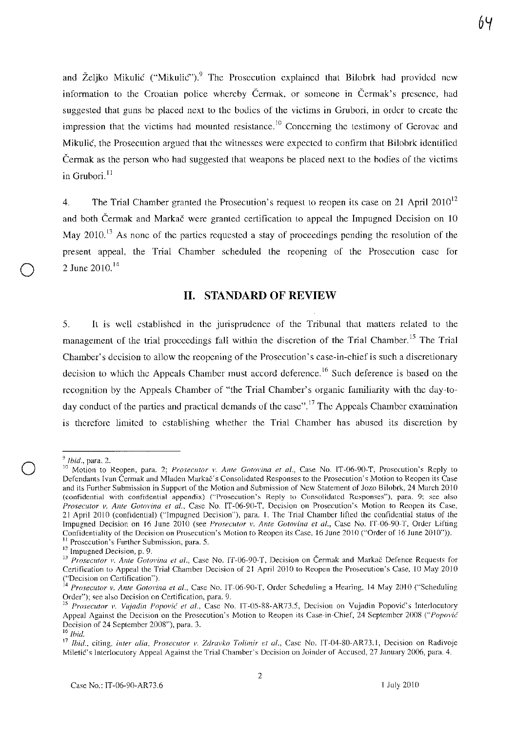and Željko Mikulić ("Mikulić").[9] The Prosecution explained that Bilobrk had provided new information to the Croatian police whereby Čermak, or someone in Čermak's presence, had suggested that guns be placed next to the bodies of the victims in Grubori, in order to create the impression that the victims had mounted resistance.[10] Concerning the testimony of Gerovac and Mikulić, the Prosecution argued that the witnesses were expected to confirm that Bilobrk identified Čermak as the person who had suggested that weapons be placed next to the bodies of the victims in Grubori.[11]

4. The Trial Chamber granted the Prosecution's request to reopen its case on 21 April 2010[12] and both Čermak and Markač were granted certification to appeal the Impugned Decision on 10 May 2010.[13] As none of the parties requested a stay of proceedings pending the resolution of the present appeal, the Trial Chamber scheduled the reopening of the Prosecution case for 2 June 2010.[14]

## II. STANDARD OF REVIEW

5. It is well established in the jurisprudence of the Tribunal that matters related to the management of the trial proceedings fall within the discretion of the Trial Chamber.[15] The Trial Chamber's decision to allow the reopening of the Prosecution's case-in-chief is such a discretionary decision to which the Appeals Chamber must accord deference.[16] Such deference is based on the recognition by the Appeals Chamber of "the Trial Chamber's organic familiarity with the day-to-day conduct of the parties and practical demands of the case".[17] The Appeals Chamber examination is therefore limited to establishing whether the Trial Chamber has abused its discretion by

---

[9] *Ibid.*, para. 2.

[10] Motion to Reopen, para. 2; *Prosecutor v. Ante Gotovina et al.*, Case No. IT-06-90-T, Prosecution's Reply to Defendants Ivan Čermak and Mladen Markač's Consolidated Responses to the Prosecution's Motion to Reopen its Case and its Further Submission in Support of the Motion and Submission of New Statement of Jozo Bilobrk, 24 March 2010 (confidential with confidential appendix) ("Prosecution's Reply to Consolidated Responses"), para. 9; see also *Prosecutor v. Ante Gotovina et al.*, Case No. IT-06-90-T, Decision on Prosecution's Motion to Reopen its Case, 21 April 2010 (confidential) ("Impugned Decision"), para. 1. The Trial Chamber lifted the confidential status of the Impugned Decision on 16 June 2010 (see *Prosecutor v. Ante Gotovina et al.*, Case No. IT-06-90-T, Order Lifting Confidentiality of the Decision on Prosecution's Motion to Reopen its Case, 16 June 2010 ("Order of 16 June 2010")).

[11] Prosecution's Further Submission, para. 5.

[12] Impugned Decision, p. 9.

[13] *Prosecutor v. Ante Gotovina et al.*, Case No. IT-06-90-T, Decision on Čermak and Markač Defence Requests for Certification to Appeal the Trial Chamber Decision of 21 April 2010 to Reopen the Prosecution's Case, 10 May 2010 ("Decision on Certification").

[14] *Prosecutor v. Ante Gotovina et al.*, Case No. IT-06-90-T, Order Scheduling a Hearing, 14 May 2010 ("Scheduling Order"); see also Decision on Certification, para. 9.

[15] *Prosecutor v. Vujadin Popović et al.*, Case No. IT-05-88-AR73.5, Decision on Vujadin Popović's Interlocutory Appeal Against the Decision on the Prosecution's Motion to Reopen its Case-in-Chief, 24 September 2008 ("*Popović* Decision of 24 September 2008"), para. 3.

[16] *Ibid.*

[17] *Ibid.*, citing, *inter alia*, *Prosecutor v. Zdravko Tolimir et al.*, Case No. IT-04-80-AR73.1, Decision on Radivoje Miletić's Interlocutory Appeal Against the Trial Chamber's Decision on Joinder of Accused, 27 January 2006, para. 4.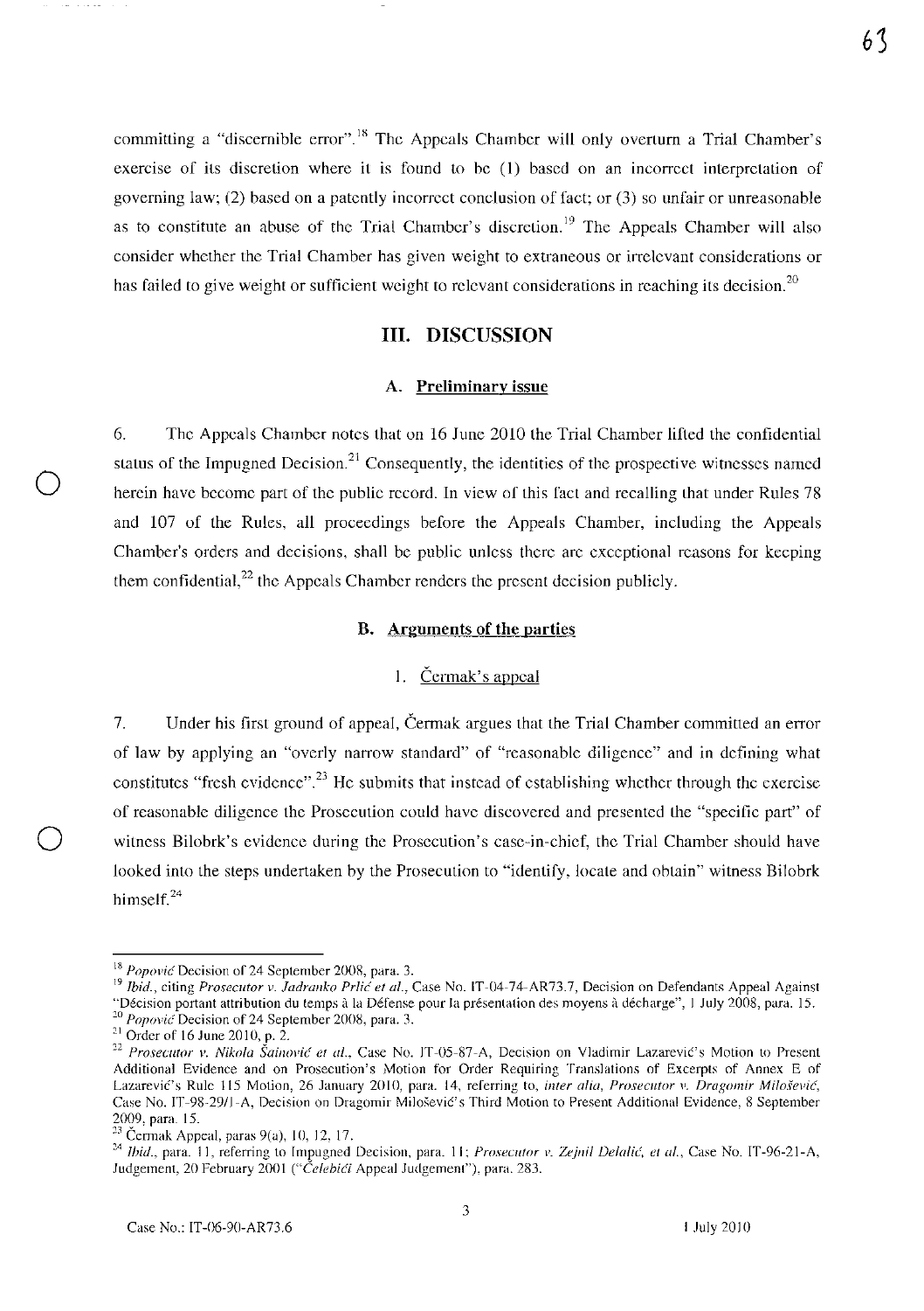committing a "discernible error".[18] The Appeals Chamber will only overturn a Trial Chamber's exercise of its discretion where it is found to be (1) based on an incorrect interpretation of governing law; (2) based on a patently incorrect conclusion of fact; or (3) so unfair or unreasonable as to constitute an abuse of the Trial Chamber's discretion.[19] The Appeals Chamber will also consider whether the Trial Chamber has given weight to extraneous or irrelevant considerations or has failed to give weight or sufficient weight to relevant considerations in reaching its decision.[20]

# III. DISCUSSION

## A. Preliminary issue

6. The Appeals Chamber notes that on 16 June 2010 the Trial Chamber lifted the confidential status of the Impugned Decision.[21] Consequently, the identities of the prospective witnesses named herein have become part of the public record. In view of this fact and recalling that under Rules 78 and 107 of the Rules, all proceedings before the Appeals Chamber, including the Appeals Chamber's orders and decisions, shall be public unless there are exceptional reasons for keeping them confidential,[22] the Appeals Chamber renders the present decision publicly.

## B. Arguments of the parties

### 1. Čermak's appeal

7. Under his first ground of appeal, Čermak argues that the Trial Chamber committed an error of law by applying an "overly narrow standard" of "reasonable diligence" and in defining what constitutes "fresh evidence".[23] He submits that instead of establishing whether through the exercise of reasonable diligence the Prosecution could have discovered and presented the "specific part" of witness Bilobrk's evidence during the Prosecution's case-in-chief, the Trial Chamber should have looked into the steps undertaken by the Prosecution to "identify, locate and obtain" witness Bilobrk himself.[24]

---

[18] *Popović* Decision of 24 September 2008, para. 3.

[19] *Ibid.*, citing *Prosecutor v. Jadranko Prlić et al.*, Case No. IT-04-74-AR73.7, Decision on Defendants Appeal Against "Décision portant attribution du temps à la Défense pour la présentation des moyens à décharge", 1 July 2008, para. 15.

[20] *Popović* Decision of 24 September 2008, para. 3.

[21] Order of 16 June 2010, p. 2.

[22] *Prosecutor v. Nikola Šainović et al.*, Case No. IT-05-87-A, Decision on Vladimir Lazarević's Motion to Present Additional Evidence and on Prosecution's Motion for Order Requiring Translations of Excerpts of Annex E of Lazarević's Rule 115 Motion, 26 January 2010, para. 14, referring to, *inter alia*, *Prosecutor v. Dragomir Milošević*, Case No. IT-98-29/1-A, Decision on Dragomir Milošević's Third Motion to Present Additional Evidence, 8 September 2009, para. 15.

[23] Čermak Appeal, paras 9(a), 10, 12, 17.

[24] *Ibid.*, para. 11, referring to Impugned Decision, para. 11; *Prosecutor v. Zejnil Delalić, et al.*, Case No. IT-96-21-A, Judgement, 20 February 2001 ("*Čelebići* Appeal Judgement"), para. 283.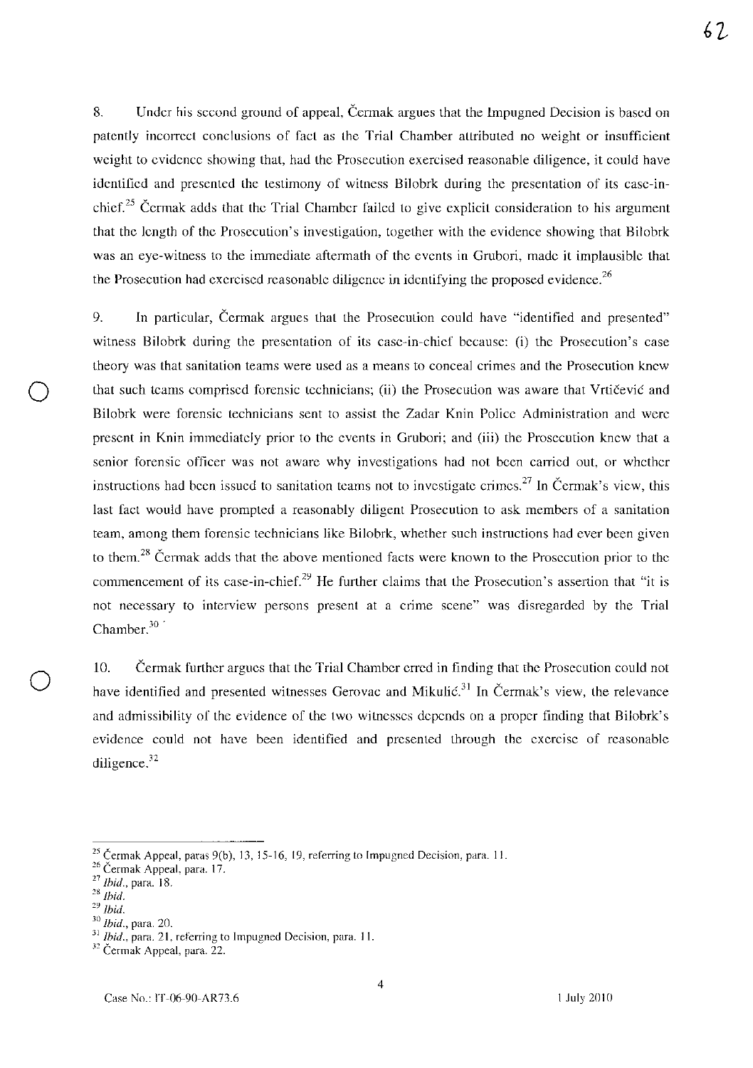8. Under his second ground of appeal, Čermak argues that the Impugned Decision is based on patently incorrect conclusions of fact as the Trial Chamber attributed no weight or insufficient weight to evidence showing that, had the Prosecution exercised reasonable diligence, it could have identified and presented the testimony of witness Bilobrk during the presentation of its case-in-chief.[25] Čermak adds that the Trial Chamber failed to give explicit consideration to his argument that the length of the Prosecution's investigation, together with the evidence showing that Bilobrk was an eye-witness to the immediate aftermath of the events in Grubori, made it implausible that the Prosecution had exercised reasonable diligence in identifying the proposed evidence.[26]

9. In particular, Čermak argues that the Prosecution could have "identified and presented" witness Bilobrk during the presentation of its case-in-chief because: (i) the Prosecution's case theory was that sanitation teams were used as a means to conceal crimes and the Prosecution knew that such teams comprised forensic technicians; (ii) the Prosecution was aware that Vrtičević and Bilobrk were forensic technicians sent to assist the Zadar Knin Police Administration and were present in Knin immediately prior to the events in Grubori; and (iii) the Prosecution knew that a senior forensic officer was not aware why investigations had not been carried out, or whether instructions had been issued to sanitation teams not to investigate crimes.[27] In Čermak's view, this last fact would have prompted a reasonably diligent Prosecution to ask members of a sanitation team, among them forensic technicians like Bilobrk, whether such instructions had ever been given to them.[28] Čermak adds that the above mentioned facts were known to the Prosecution prior to the commencement of its case-in-chief.[29] He further claims that the Prosecution's assertion that "it is not necessary to interview persons present at a crime scene" was disregarded by the Trial Chamber.[30]

10. Čermak further argues that the Trial Chamber erred in finding that the Prosecution could not have identified and presented witnesses Gerovac and Mikulić.[31] In Čermak's view, the relevance and admissibility of the evidence of the two witnesses depends on a proper finding that Bilobrk's evidence could not have been identified and presented through the exercise of reasonable diligence.[32]

---

[25] Čermak Appeal, paras 9(b), 13, 15-16, 19, referring to Impugned Decision, para. 11.

[26] Čermak Appeal, para. 17.

[27] *Ibid.*, para. 18.

[28] *Ibid.*

[29] *Ibid.*

[30] *Ibid.*, para. 20.

[31] *Ibid.*, para. 21, referring to Impugned Decision, para. 11.

[32] Čermak Appeal, para. 22.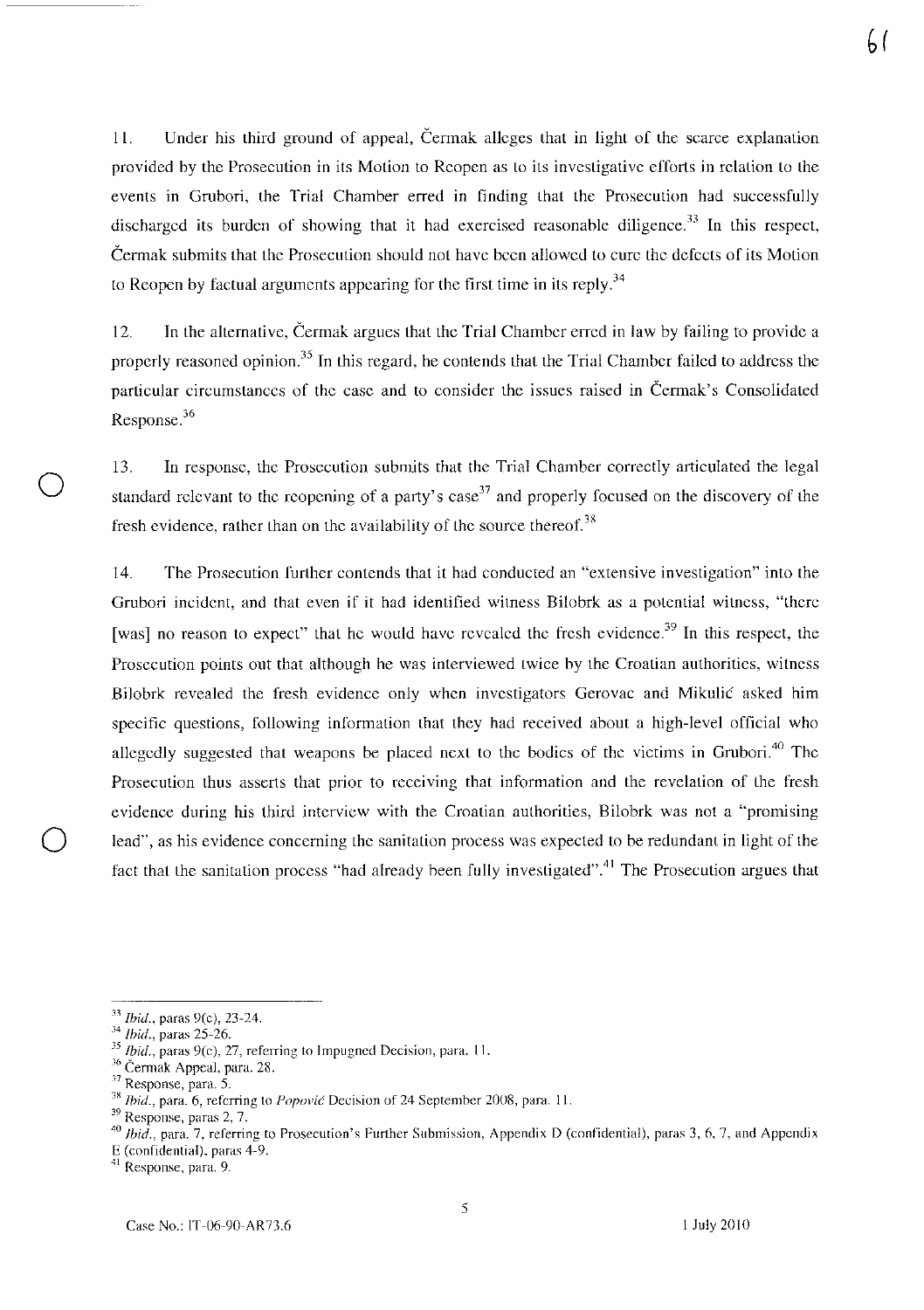11. Under his third ground of appeal, Čermak alleges that in light of the scarce explanation provided by the Prosecution in its Motion to Reopen as to its investigative efforts in relation to the events in Grubori, the Trial Chamber erred in finding that the Prosecution had successfully discharged its burden of showing that it had exercised reasonable diligence.[33] In this respect, Čermak submits that the Prosecution should not have been allowed to cure the defects of its Motion to Reopen by factual arguments appearing for the first time in its reply.[34]

12. In the alternative, Čermak argues that the Trial Chamber erred in law by failing to provide a properly reasoned opinion.[35] In this regard, he contends that the Trial Chamber failed to address the particular circumstances of the case and to consider the issues raised in Čermak's Consolidated Response.[36]

13. In response, the Prosecution submits that the Trial Chamber correctly articulated the legal standard relevant to the reopening of a party's case[37] and properly focused on the discovery of the fresh evidence, rather than on the availability of the source thereof.[38]

14. The Prosecution further contends that it had conducted an "extensive investigation" into the Grubori incident, and that even if it had identified witness Bilobrk as a potential witness, "there [was] no reason to expect" that he would have revealed the fresh evidence.[39] In this respect, the Prosecution points out that although he was interviewed twice by the Croatian authorities, witness Bilobrk revealed the fresh evidence only when investigators Gerovac and Mikulić asked him specific questions, following information that they had received about a high-level official who allegedly suggested that weapons be placed next to the bodies of the victims in Grubori.[40] The Prosecution thus asserts that prior to receiving that information and the revelation of the fresh evidence during his third interview with the Croatian authorities, Bilobrk was not a "promising lead", as his evidence concerning the sanitation process was expected to be redundant in light of the fact that the sanitation process "had already been fully investigated".[41] The Prosecution argues that

---

[33] *Ibid.*, paras 9(c), 23-24.
[34] *Ibid.*, paras 25-26.
[35] *Ibid.*, paras 9(c), 27, referring to Impugned Decision, para. 11.
[36] Čermak Appeal, para. 28.
[37] Response, para. 5.
[38] *Ibid.*, para. 6, referring to *Popović* Decision of 24 September 2008, para. 11.
[39] Response, paras 2, 7.
[40] *Ibid.*, para. 7, referring to Prosecution's Further Submission, Appendix D (confidential), paras 3, 6, 7, and Appendix E (confidential), paras 4-9.
[41] Response, para. 9.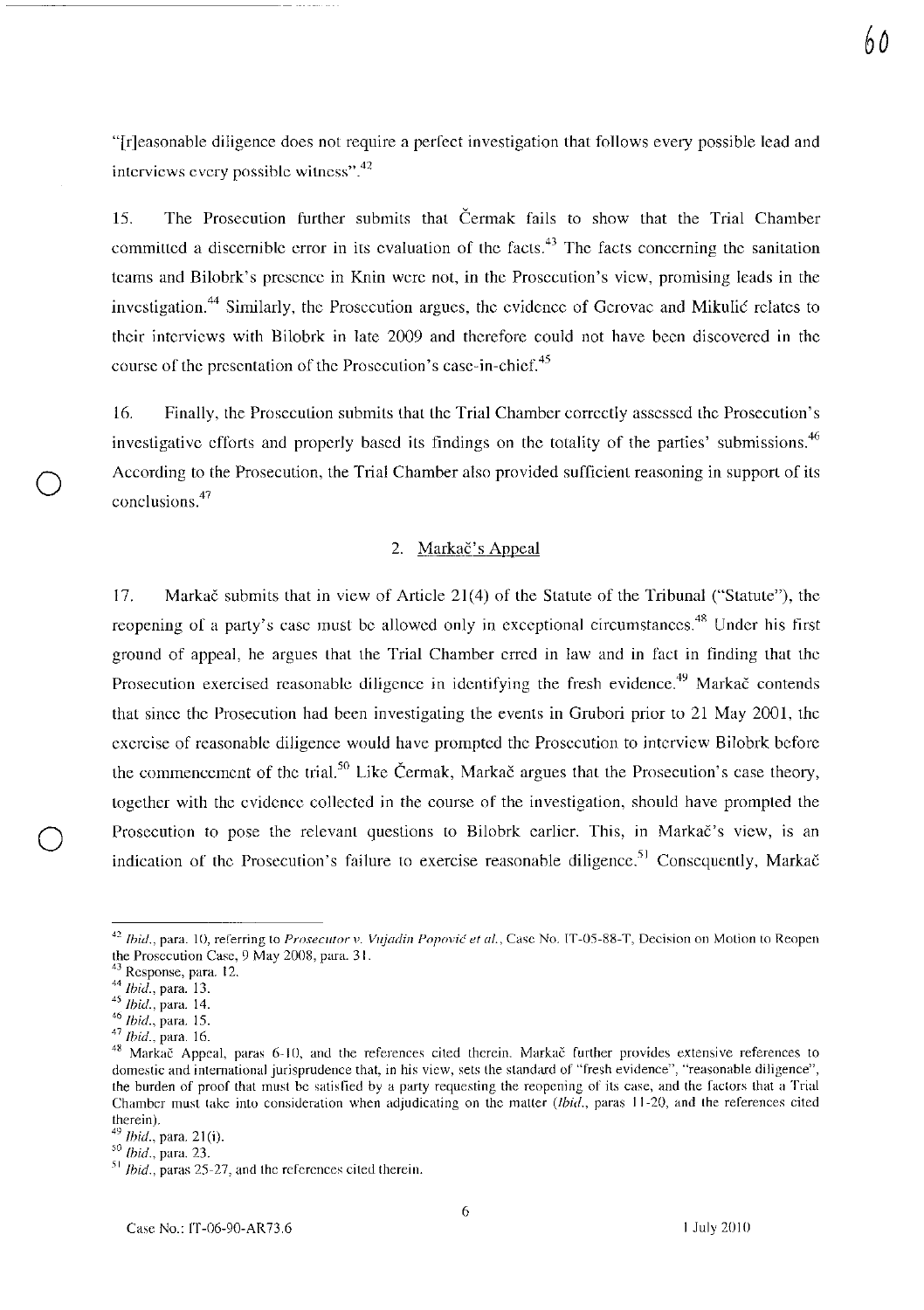"[r]easonable diligence does not require a perfect investigation that follows every possible lead and interviews every possible witness".[42]

15. The Prosecution further submits that Čermak fails to show that the Trial Chamber committed a discernible error in its evaluation of the facts.[43] The facts concerning the sanitation teams and Bilobrk's presence in Knin were not, in the Prosecution's view, promising leads in the investigation.[44] Similarly, the Prosecution argues, the evidence of Gerovac and Mikulić relates to their interviews with Bilobrk in late 2009 and therefore could not have been discovered in the course of the presentation of the Prosecution's case-in-chief.[45]

16. Finally, the Prosecution submits that the Trial Chamber correctly assessed the Prosecution's investigative efforts and properly based its findings on the totality of the parties' submissions.[46] According to the Prosecution, the Trial Chamber also provided sufficient reasoning in support of its conclusions.[47]

## 2. Markač's Appeal

17. Markač submits that in view of Article 21(4) of the Statute of the Tribunal ("Statute"), the reopening of a party's case must be allowed only in exceptional circumstances.[48] Under his first ground of appeal, he argues that the Trial Chamber erred in law and in fact in finding that the Prosecution exercised reasonable diligence in identifying the fresh evidence.[49] Markač contends that since the Prosecution had been investigating the events in Grubori prior to 21 May 2001, the exercise of reasonable diligence would have prompted the Prosecution to interview Bilobrk before the commencement of the trial.[50] Like Čermak, Markač argues that the Prosecution's case theory, together with the evidence collected in the course of the investigation, should have prompted the Prosecution to pose the relevant questions to Bilobrk earlier. This, in Markač's view, is an indication of the Prosecution's failure to exercise reasonable diligence.[51] Consequently, Markač

---

[42] *Ibid.*, para. 10, referring to *Prosecutor v. Vujadin Popović et al.*, Case No. IT-05-88-T, Decision on Motion to Reopen the Prosecution Case, 9 May 2008, para. 31.

[43] Response, para. 12.

[44] *Ibid.*, para. 13.

[45] *Ibid.*, para. 14.

[46] *Ibid.*, para. 15.

[47] *Ibid.*, para. 16.

[48] Markač Appeal, paras 6-10, and the references cited therein. Markač further provides extensive references to domestic and international jurisprudence that, in his view, sets the standard of "fresh evidence", "reasonable diligence", the burden of proof that must be satisfied by a party requesting the reopening of its case, and the factors that a Trial Chamber must take into consideration when adjudicating on the matter (*Ibid.*, paras 11-20, and the references cited therein).

[49] *Ibid.*, para. 21(i).

[50] *Ibid.*, para. 23.

[51] *Ibid.*, paras 25-27, and the references cited therein.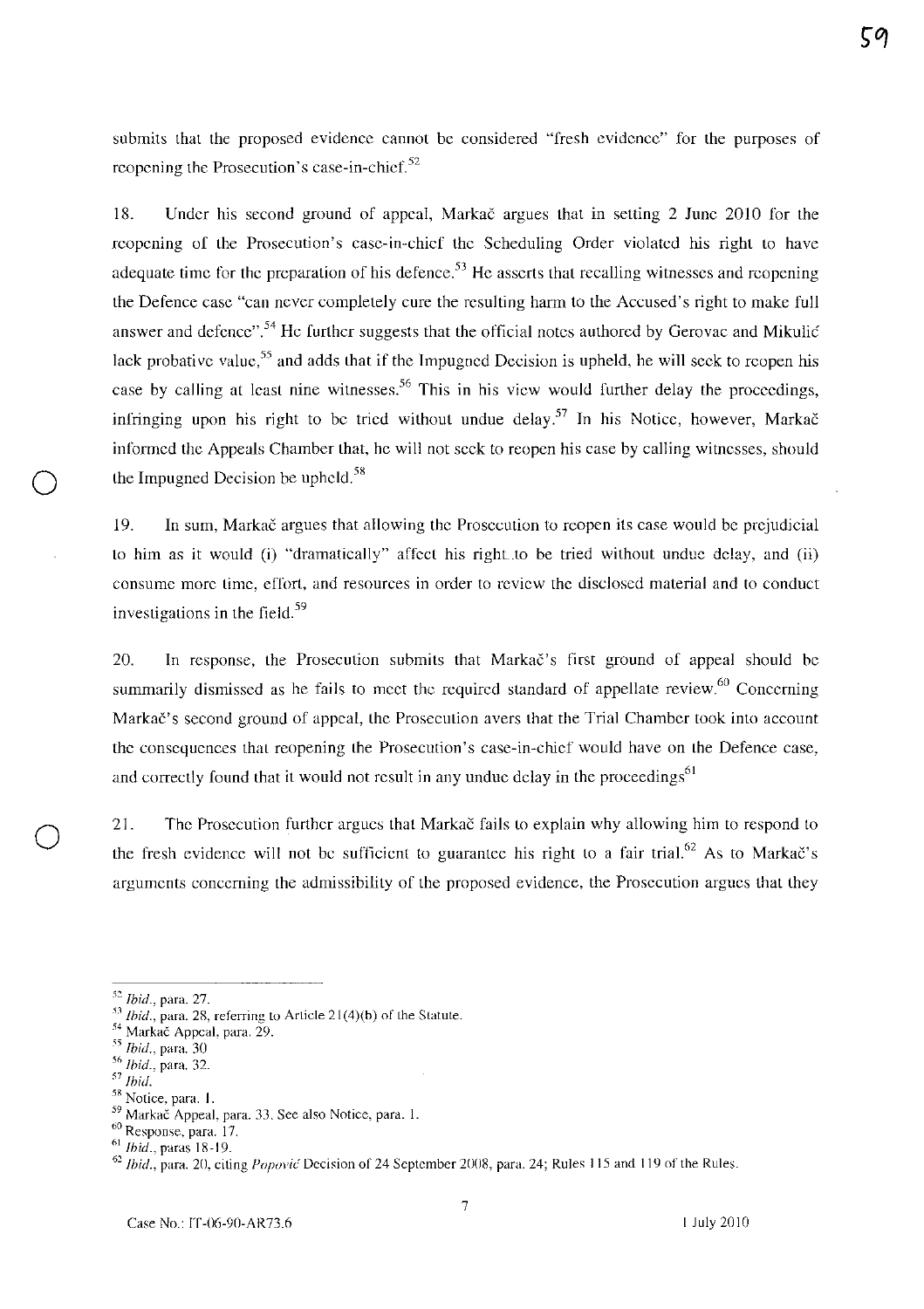submits that the proposed evidence cannot be considered "fresh evidence" for the purposes of reopening the Prosecution's case-in-chief.[52]

18. Under his second ground of appeal, Markač argues that in setting 2 June 2010 for the reopening of the Prosecution's case-in-chief the Scheduling Order violated his right to have adequate time for the preparation of his defence.[53] He asserts that recalling witnesses and reopening the Defence case "can never completely cure the resulting harm to the Accused's right to make full answer and defence".[54] He further suggests that the official notes authored by Gerovac and Mikulić lack probative value,[55] and adds that if the Impugned Decision is upheld, he will seek to reopen his case by calling at least nine witnesses.[56] This in his view would further delay the proceedings, infringing upon his right to be tried without undue delay.[57] In his Notice, however, Markač informed the Appeals Chamber that, he will not seek to reopen his case by calling witnesses, should the Impugned Decision be upheld.[58]

19. In sum, Markač argues that allowing the Prosecution to reopen its case would be prejudicial to him as it would (i) "dramatically" affect his right to be tried without undue delay, and (ii) consume more time, effort, and resources in order to review the disclosed material and to conduct investigations in the field.[59]

20. In response, the Prosecution submits that Markač's first ground of appeal should be summarily dismissed as he fails to meet the required standard of appellate review.[60] Concerning Markač's second ground of appeal, the Prosecution avers that the Trial Chamber took into account the consequences that reopening the Prosecution's case-in-chief would have on the Defence case, and correctly found that it would not result in any undue delay in the proceedings[61]

21. The Prosecution further argues that Markač fails to explain why allowing him to respond to the fresh evidence will not be sufficient to guarantee his right to a fair trial.[62] As to Markač's arguments concerning the admissibility of the proposed evidence, the Prosecution argues that they

---

[52] *Ibid.*, para. 27.
[53] *Ibid.*, para. 28, referring to Article 21(4)(b) of the Statute.
[54] Markač Appeal, para. 29.
[55] *Ibid.*, para. 30
[56] *Ibid.*, para. 32.
[57] *Ibid.*
[58] Notice, para. 1.
[59] Markač Appeal, para. 33. See also Notice, para. 1.
[60] Response, para. 17.
[61] *Ibid.*, paras 18-19.
[62] *Ibid.*, para. 20, citing *Popović* Decision of 24 September 2008, para. 24; Rules 115 and 119 of the Rules.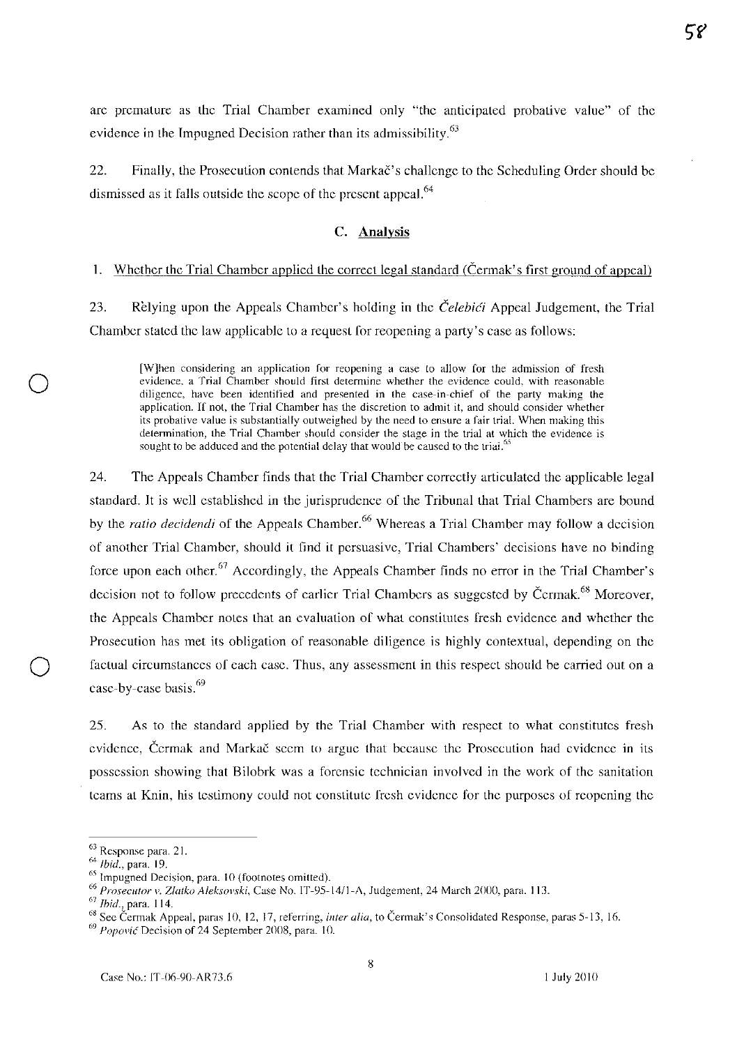are premature as the Trial Chamber examined only "the anticipated probative value" of the evidence in the Impugned Decision rather than its admissibility.[63]

22. Finally, the Prosecution contends that Markač's challenge to the Scheduling Order should be dismissed as it falls outside the scope of the present appeal.[64]

### C. Analysis

#### 1. Whether the Trial Chamber applied the correct legal standard (Čermak's first ground of appeal)

23. Relying upon the Appeals Chamber's holding in the *Čelebići* Appeal Judgement, the Trial Chamber stated the law applicable to a request for reopening a party's case as follows:

> [W]hen considering an application for reopening a case to allow for the admission of fresh evidence, a Trial Chamber should first determine whether the evidence could, with reasonable diligence, have been identified and presented in the case-in-chief of the party making the application. If not, the Trial Chamber has the discretion to admit it, and should consider whether its probative value is substantially outweighed by the need to ensure a fair trial. When making this determination, the Trial Chamber should consider the stage in the trial at which the evidence is sought to be adduced and the potential delay that would be caused to the trial.[65]

24. The Appeals Chamber finds that the Trial Chamber correctly articulated the applicable legal standard. It is well established in the jurisprudence of the Tribunal that Trial Chambers are bound by the *ratio decidendi* of the Appeals Chamber.[66] Whereas a Trial Chamber may follow a decision of another Trial Chamber, should it find it persuasive, Trial Chambers' decisions have no binding force upon each other.[67] Accordingly, the Appeals Chamber finds no error in the Trial Chamber's decision not to follow precedents of earlier Trial Chambers as suggested by Čermak.[68] Moreover, the Appeals Chamber notes that an evaluation of what constitutes fresh evidence and whether the Prosecution has met its obligation of reasonable diligence is highly contextual, depending on the factual circumstances of each case. Thus, any assessment in this respect should be carried out on a case-by-case basis.[69]

25. As to the standard applied by the Trial Chamber with respect to what constitutes fresh evidence, Čermak and Markač seem to argue that because the Prosecution had evidence in its possession showing that Bilobrk was a forensic technician involved in the work of the sanitation teams at Knin, his testimony could not constitute fresh evidence for the purposes of reopening the

---

[63] Response para. 21.
[64] *Ibid.*, para. 19.
[65] Impugned Decision, para. 10 (footnotes omitted).
[66] *Prosecutor v. Zlatko Aleksovski*, Case No. IT-95-14/1-A, Judgement, 24 March 2000, para. 113.
[67] *Ibid.*, para. 114.
[68] See Čermak Appeal, paras 10, 12, 17, referring, *inter alia*, to Čermak's Consolidated Response, paras 5-13, 16.
[69] *Popović* Decision of 24 September 2008, para. 10.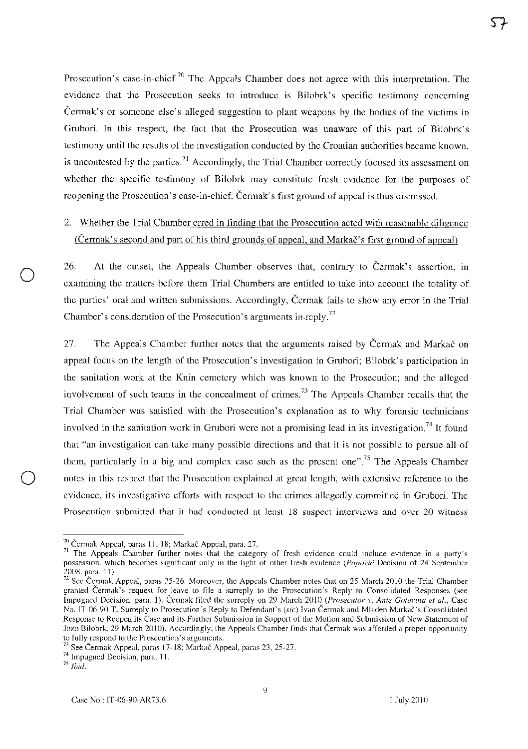Prosecution's case-in-chief.[70] The Appeals Chamber does not agree with this interpretation. The evidence that the Prosecution seeks to introduce is Bilobrk's specific testimony concerning Čermak's or someone else's alleged suggestion to plant weapons by the bodies of the victims in Grubori. In this respect, the fact that the Prosecution was unaware of this part of Bilobrk's testimony until the results of the investigation conducted by the Croatian authorities became known, is uncontested by the parties.[71] Accordingly, the Trial Chamber correctly focused its assessment on whether the specific testimony of Bilobrk may constitute fresh evidence for the purposes of reopening the Prosecution's case-in-chief. Čermak's first ground of appeal is thus dismissed.

2. Whether the Trial Chamber erred in finding that the Prosecution acted with reasonable diligence (Čermak's second and part of his third grounds of appeal, and Markač's first ground of appeal)

26. At the outset, the Appeals Chamber observes that, contrary to Čermak's assertion, in examining the matters before them Trial Chambers are entitled to take into account the totality of the parties' oral and written submissions. Accordingly, Čermak fails to show any error in the Trial Chamber's consideration of the Prosecution's arguments in-reply.[72]

27. The Appeals Chamber further notes that the arguments raised by Čermak and Markač on appeal focus on the length of the Prosecution's investigation in Grubori; Bilobrk's participation in the sanitation work at the Knin cemetery which was known to the Prosecution; and the alleged involvement of such teams in the concealment of crimes.[73] The Appeals Chamber recalls that the Trial Chamber was satisfied with the Prosecution's explanation as to why forensic technicians involved in the sanitation work in Grubori were not a promising lead in its investigation.[74] It found that "an investigation can take many possible directions and that it is not possible to pursue all of them, particularly in a big and complex case such as the present one".[75] The Appeals Chamber notes in this respect that the Prosecution explained at great length, with extensive reference to the evidence, its investigative efforts with respect to the crimes allegedly committed in Grubori. The Prosecution submitted that it had conducted at least 18 suspect interviews and over 20 witness

---

[70] Čermak Appeal, paras 11, 18; Markač Appeal, para. 27.

[71] The Appeals Chamber further notes that the category of fresh evidence could include evidence in a party's possession, which becomes significant only in the light of other fresh evidence (*Popović* Decision of 24 September 2008, para. 11).

[72] See Čermak Appeal, paras 25-26. Moreover, the Appeals Chamber notes that on 25 March 2010 the Trial Chamber granted Čermak's request for leave to file a surreply to the Prosecution's Reply to Consolidated Responses (see Impugned Decision, para. 1). Čermak filed the surreply on 29 March 2010 (*Prosecutor v. Ante Gotovina et al.*, Case No. IT-06-90-T, Surreply to Prosecution's Reply to Defendant's (*sic*) Ivan Čermak and Mladen Markač's Consolidated Response to Reopen its Case and its Further Submission in Support of the Motion and Submission of New Statement of Jozo Bilobrk, 29 March 2010). Accordingly, the Appeals Chamber finds that Čermak was afforded a proper opportunity to fully respond to the Prosecution's arguments.

[73] See Čermak Appeal, paras 17-18; Markač Appeal, paras 23, 25-27.

[74] Impugned Decision, para. 11.

[75] *Ibid.*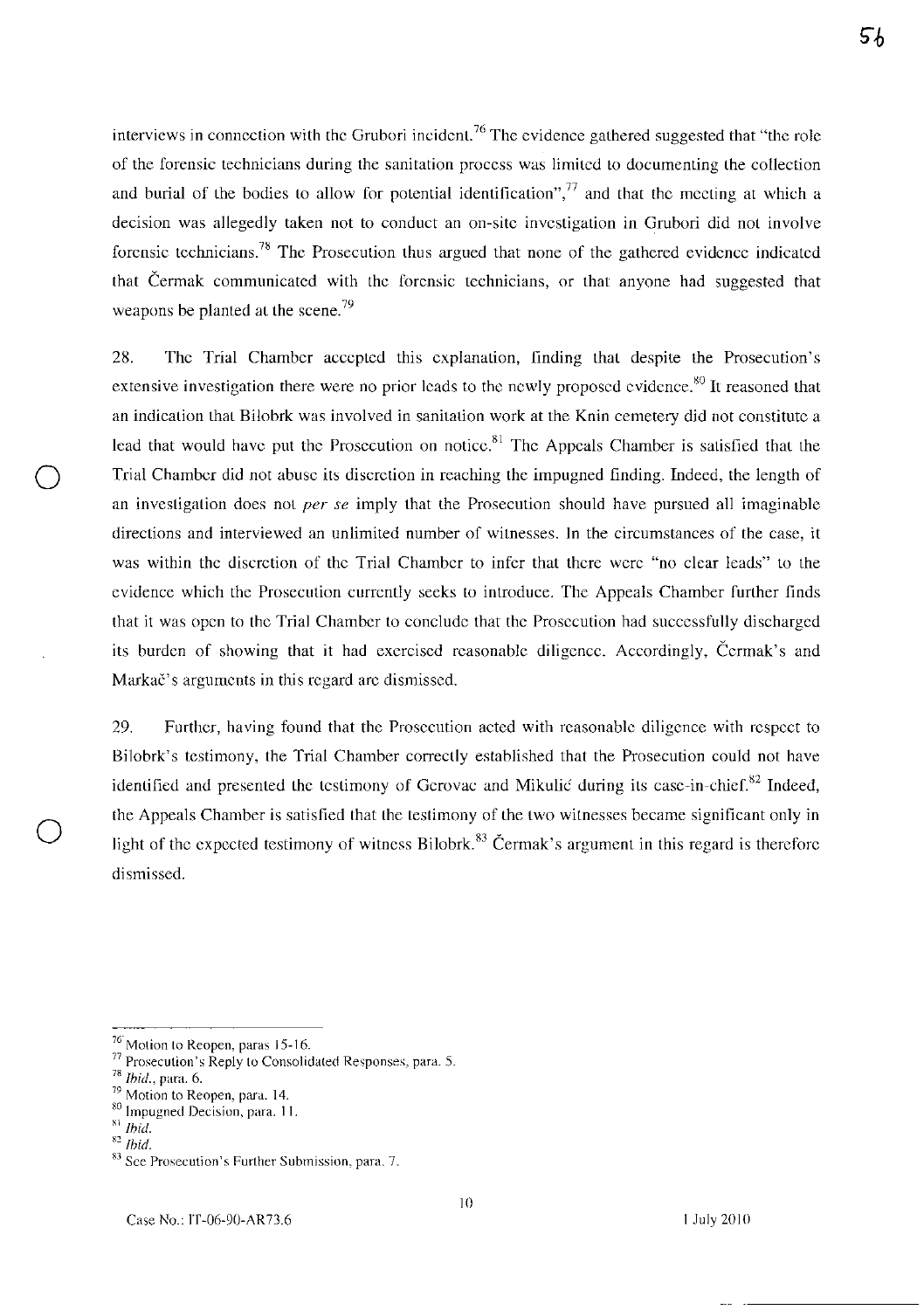interviews in connection with the Grubori incident.[76] The evidence gathered suggested that "the role of the forensic technicians during the sanitation process was limited to documenting the collection and burial of the bodies to allow for potential identification",[77] and that the meeting at which a decision was allegedly taken not to conduct an on-site investigation in Grubori did not involve forensic technicians.[78] The Prosecution thus argued that none of the gathered evidence indicated that Čermak communicated with the forensic technicians, or that anyone had suggested that weapons be planted at the scene.[79]

28. The Trial Chamber accepted this explanation, finding that despite the Prosecution's extensive investigation there were no prior leads to the newly proposed evidence.[80] It reasoned that an indication that Bilobrk was involved in sanitation work at the Knin cemetery did not constitute a lead that would have put the Prosecution on notice.[81] The Appeals Chamber is satisfied that the Trial Chamber did not abuse its discretion in reaching the impugned finding. Indeed, the length of an investigation does not *per se* imply that the Prosecution should have pursued all imaginable directions and interviewed an unlimited number of witnesses. In the circumstances of the case, it was within the discretion of the Trial Chamber to infer that there were "no clear leads" to the evidence which the Prosecution currently seeks to introduce. The Appeals Chamber further finds that it was open to the Trial Chamber to conclude that the Prosecution had successfully discharged its burden of showing that it had exercised reasonable diligence. Accordingly, Čermak's and Markač's arguments in this regard are dismissed.

29. Further, having found that the Prosecution acted with reasonable diligence with respect to Bilobrk's testimony, the Trial Chamber correctly established that the Prosecution could not have identified and presented the testimony of Gerovac and Mikulić during its case-in-chief.[82] Indeed, the Appeals Chamber is satisfied that the testimony of the two witnesses became significant only in light of the expected testimony of witness Bilobrk.[83] Čermak's argument in this regard is therefore dismissed.

---

[76] Motion to Reopen, paras 15-16.

[77] Prosecution's Reply to Consolidated Responses, para. 5.

[78] *Ibid.*, para. 6.

[79] Motion to Reopen, para. 14.

[80] Impugned Decision, para. 11.

[81] *Ibid.*

[82] *Ibid.*

[83] See Prosecution's Further Submission, para. 7.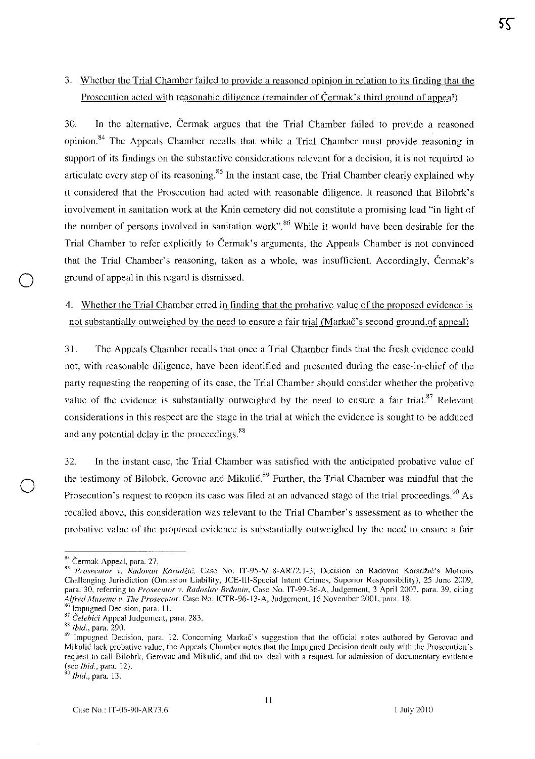3. Whether the Trial Chamber failed to provide a reasoned opinion in relation to its finding that the Prosecution acted with reasonable diligence (remainder of Čermak's third ground of appeal)

30. In the alternative, Čermak argues that the Trial Chamber failed to provide a reasoned opinion.[84] The Appeals Chamber recalls that while a Trial Chamber must provide reasoning in support of its findings on the substantive considerations relevant for a decision, it is not required to articulate every step of its reasoning.[85] In the instant case, the Trial Chamber clearly explained why it considered that the Prosecution had acted with reasonable diligence. It reasoned that Bilobrk's involvement in sanitation work at the Knin cemetery did not constitute a promising lead "in light of the number of persons involved in sanitation work".[86] While it would have been desirable for the Trial Chamber to refer explicitly to Čermak's arguments, the Appeals Chamber is not convinced that the Trial Chamber's reasoning, taken as a whole, was insufficient. Accordingly, Čermak's ground of appeal in this regard is dismissed.

4. Whether the Trial Chamber erred in finding that the probative value of the proposed evidence is not substantially outweighed by the need to ensure a fair trial (Markač's second ground of appeal)

31. The Appeals Chamber recalls that once a Trial Chamber finds that the fresh evidence could not, with reasonable diligence, have been identified and presented during the case-in-chief of the party requesting the reopening of its case, the Trial Chamber should consider whether the probative value of the evidence is substantially outweighed by the need to ensure a fair trial.[87] Relevant considerations in this respect are the stage in the trial at which the evidence is sought to be adduced and any potential delay in the proceedings.[88]

32. In the instant case, the Trial Chamber was satisfied with the anticipated probative value of the testimony of Bilobrk, Gerovac and Mikulić.[89] Further, the Trial Chamber was mindful that the Prosecution's request to reopen its case was filed at an advanced stage of the trial proceedings.[90] As recalled above, this consideration was relevant to the Trial Chamber's assessment as to whether the probative value of the proposed evidence is substantially outweighed by the need to ensure a fair

---

[84] Čermak Appeal, para. 27.

[85] *Prosecutor v. Radovan Karadžić*, Case No. IT-95-5/18-AR72.1-3, Decision on Radovan Karadžić's Motions Challenging Jurisdiction (Omission Liability, JCE-III-Special Intent Crimes, Superior Responsibility), 25 June 2009, para. 30, referring to *Prosecutor v. Radoslav Brđanin*, Case No. IT-99-36-A, Judgement, 3 April 2007, para. 39, citing *Alfred Musema v. The Prosecutor*, Case No. ICTR-96-13-A, Judgement, 16 November 2001, para. 18.

[86] Impugned Decision, para. 11.

[87] *Čelebići* Appeal Judgement, para. 283.

[88] *Ibid.*, para. 290.

[89] Impugned Decision, para. 12. Concerning Markač's suggestion that the official notes authored by Gerovac and Mikulić lack probative value, the Appeals Chamber notes that the Impugned Decision dealt only with the Prosecution's request to call Bilobrk, Gerovac and Mikulić, and did not deal with a request for admission of documentary evidence (see *Ibid.*, para. 12).

[90] *Ibid.*, para. 13.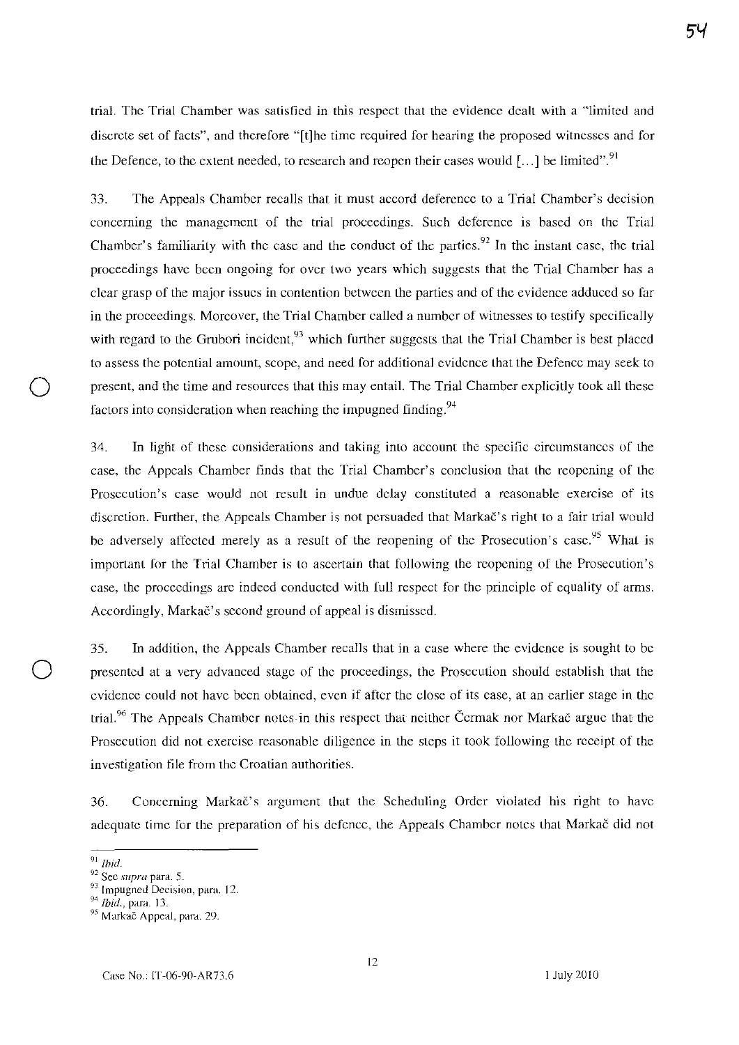trial. The Trial Chamber was satisfied in this respect that the evidence dealt with a "limited and discrete set of facts", and therefore "[t]he time required for hearing the proposed witnesses and for the Defence, to the extent needed, to research and reopen their cases would [...] be limited".[91]

33. The Appeals Chamber recalls that it must accord deference to a Trial Chamber's decision concerning the management of the trial proceedings. Such deference is based on the Trial Chamber's familiarity with the case and the conduct of the parties.[92] In the instant case, the trial proceedings have been ongoing for over two years which suggests that the Trial Chamber has a clear grasp of the major issues in contention between the parties and of the evidence adduced so far in the proceedings. Moreover, the Trial Chamber called a number of witnesses to testify specifically with regard to the Grubori incident,[93] which further suggests that the Trial Chamber is best placed to assess the potential amount, scope, and need for additional evidence that the Defence may seek to present, and the time and resources that this may entail. The Trial Chamber explicitly took all these factors into consideration when reaching the impugned finding.[94]

34. In light of these considerations and taking into account the specific circumstances of the case, the Appeals Chamber finds that the Trial Chamber's conclusion that the reopening of the Prosecution's case would not result in undue delay constituted a reasonable exercise of its discretion. Further, the Appeals Chamber is not persuaded that Markač's right to a fair trial would be adversely affected merely as a result of the reopening of the Prosecution's case.[95] What is important for the Trial Chamber is to ascertain that following the reopening of the Prosecution's case, the proceedings are indeed conducted with full respect for the principle of equality of arms. Accordingly, Markač's second ground of appeal is dismissed.

35. In addition, the Appeals Chamber recalls that in a case where the evidence is sought to be presented at a very advanced stage of the proceedings, the Prosecution should establish that the evidence could not have been obtained, even if after the close of its case, at an earlier stage in the trial.[96] The Appeals Chamber notes in this respect that neither Čermak nor Markač argue that the Prosecution did not exercise reasonable diligence in the steps it took following the receipt of the investigation file from the Croatian authorities.

36. Concerning Markač's argument that the Scheduling Order violated his right to have adequate time for the preparation of his defence, the Appeals Chamber notes that Markač did not

---

[91] *Ibid.*

[92] See *supra* para. 5.

[93] Impugned Decision, para. 12.

[94] *Ibid.*, para. 13.

[95] Markač Appeal, para. 29.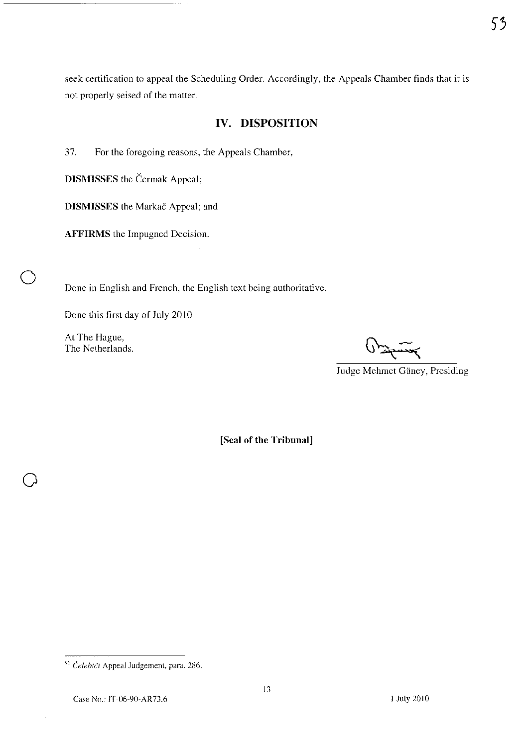seek certification to appeal the Scheduling Order. Accordingly, the Appeals Chamber finds that it is not properly seised of the matter.

## IV. DISPOSITION

37. For the foregoing reasons, the Appeals Chamber,

**DISMISSES** the Čermak Appeal;

**DISMISSES** the Markač Appeal; and

**AFFIRMS** the Impugned Decision.

Done in English and French, the English text being authoritative.

Done this first day of July 2010

At The Hague,
The Netherlands.

Judge Mehmet Güney, Presiding

**[Seal of the Tribunal]**

---

[90] *Čelebići* Appeal Judgement, para. 286.